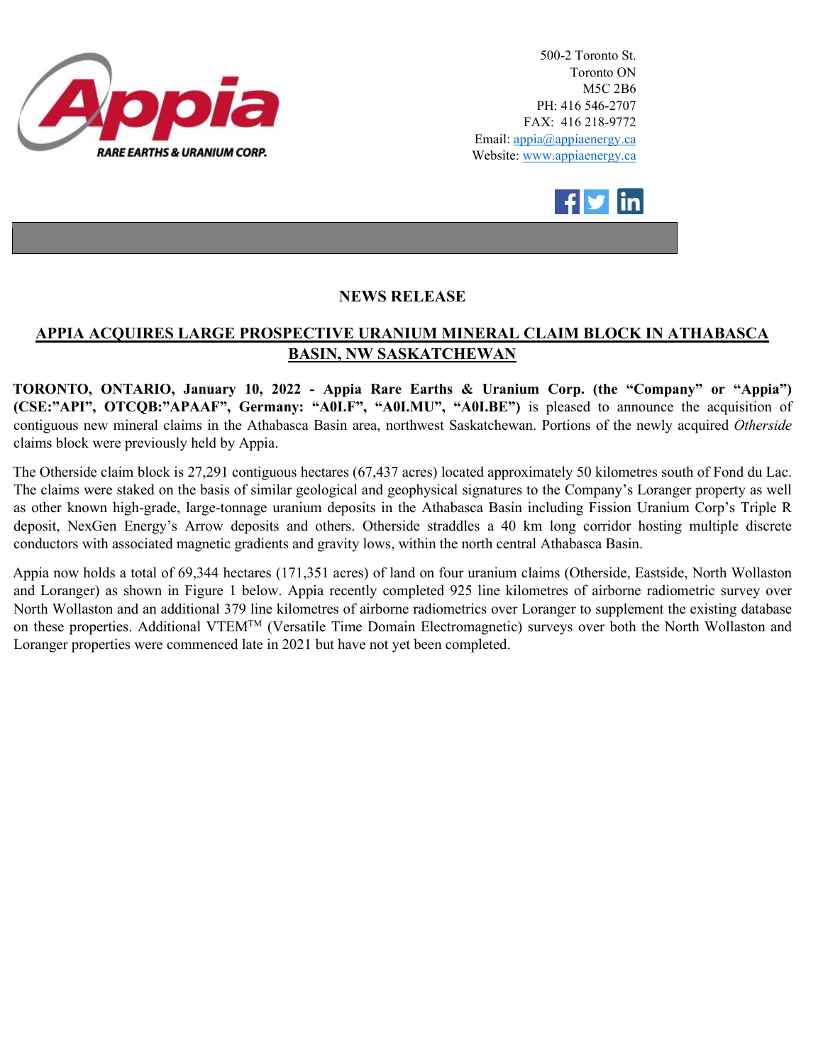500-2 Toronto St.
Toronto ON
M5C 2B6
PH: 416 546-2707
FAX: 416 218-9772
Email: appia@appiaenergy.ca
Website: www.appiaenergy.ca

## NEWS RELEASE

## APPIA ACQUIRES LARGE PROSPECTIVE URANIUM MINERAL CLAIM BLOCK IN ATHABASCA BASIN, NW SASKATCHEWAN

**TORONTO, ONTARIO, January 10, 2022 - Appia Rare Earths & Uranium Corp. (the "Company" or "Appia") (CSE:"API", OTCQB:"APAAF", Germany: "A0I.F", "A0I.MU", "A0I.BE")** is pleased to announce the acquisition of contiguous new mineral claims in the Athabasca Basin area, northwest Saskatchewan. Portions of the newly acquired *Otherside* claims block were previously held by Appia.

The Otherside claim block is 27,291 contiguous hectares (67,437 acres) located approximately 50 kilometres south of Fond du Lac. The claims were staked on the basis of similar geological and geophysical signatures to the Company's Loranger property as well as other known high-grade, large-tonnage uranium deposits in the Athabasca Basin including Fission Uranium Corp's Triple R deposit, NexGen Energy's Arrow deposits and others. Otherside straddles a 40 km long corridor hosting multiple discrete conductors with associated magnetic gradients and gravity lows, within the north central Athabasca Basin.

Appia now holds a total of 69,344 hectares (171,351 acres) of land on four uranium claims (Otherside, Eastside, North Wollaston and Loranger) as shown in Figure 1 below. Appia recently completed 925 line kilometres of airborne radiometric survey over North Wollaston and an additional 379 line kilometres of airborne radiometrics over Loranger to supplement the existing database on these properties. Additional VTEM$^{TM}$ (Versatile Time Domain Electromagnetic) surveys over both the North Wollaston and Loranger properties were commenced late in 2021 but have not yet been completed.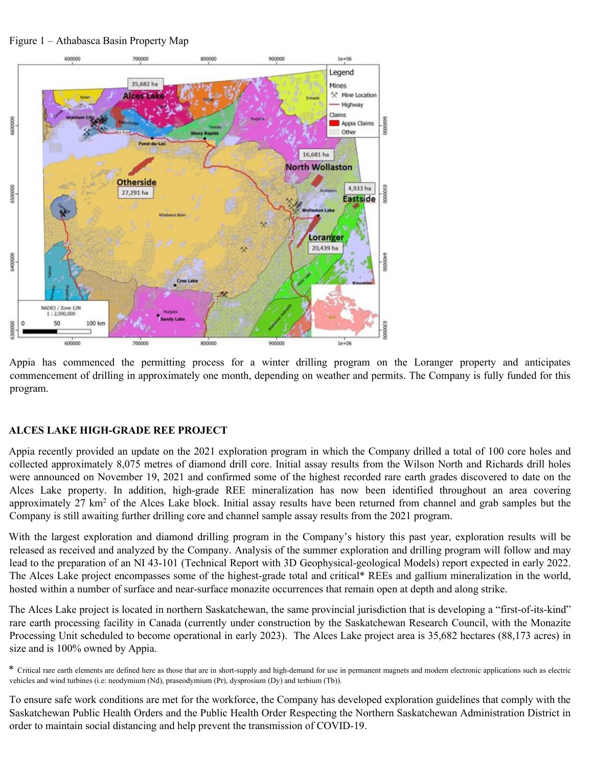Figure 1 – Athabasca Basin Property Map

Appia has commenced the permitting process for a winter drilling program on the Loranger property and anticipates commencement of drilling in approximately one month, depending on weather and permits. The Company is fully funded for this program.

## ALCES LAKE HIGH-GRADE REE PROJECT

Appia recently provided an update on the 2021 exploration program in which the Company drilled a total of 100 core holes and collected approximately 8,075 metres of diamond drill core. Initial assay results from the Wilson North and Richards drill holes were announced on November 19, 2021 and confirmed some of the highest recorded rare earth grades discovered to date on the Alces Lake property. In addition, high-grade REE mineralization has now been identified throughout an area covering approximately 27 km$^2$ of the Alces Lake block. Initial assay results have been returned from channel and grab samples but the Company is still awaiting further drilling core and channel sample assay results from the 2021 program.

With the largest exploration and diamond drilling program in the Company's history this past year, exploration results will be released as received and analyzed by the Company. Analysis of the summer exploration and drilling program will follow and may lead to the preparation of an NI 43-101 (Technical Report with 3D Geophysical-geological Models) report expected in early 2022. The Alces Lake project encompasses some of the highest-grade total and critical* REEs and gallium mineralization in the world, hosted within a number of surface and near-surface monazite occurrences that remain open at depth and along strike.

The Alces Lake project is located in northern Saskatchewan, the same provincial jurisdiction that is developing a "first-of-its-kind" rare earth processing facility in Canada (currently under construction by the Saskatchewan Research Council, with the Monazite Processing Unit scheduled to become operational in early 2023). The Alces Lake project area is 35,682 hectares (88,173 acres) in size and is 100% owned by Appia.

\* Critical rare earth elements are defined here as those that are in short-supply and high-demand for use in permanent magnets and modern electronic applications such as electric vehicles and wind turbines (i.e: neodymium (Nd), praseodymium (Pr), dysprosium (Dy) and terbium (Tb)).

To ensure safe work conditions are met for the workforce, the Company has developed exploration guidelines that comply with the Saskatchewan Public Health Orders and the Public Health Order Respecting the Northern Saskatchewan Administration District in order to maintain social distancing and help prevent the transmission of COVID-19.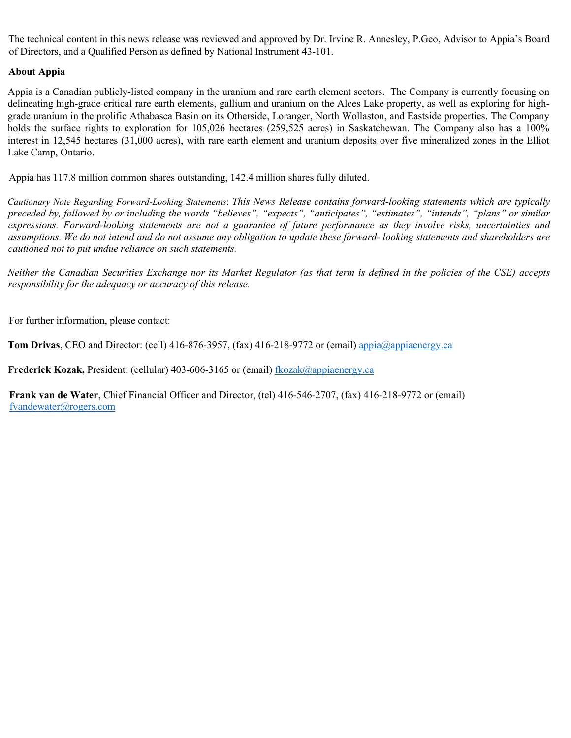The technical content in this news release was reviewed and approved by Dr. Irvine R. Annesley, P.Geo, Advisor to Appia's Board of Directors, and a Qualified Person as defined by National Instrument 43-101.

**About Appia**

Appia is a Canadian publicly-listed company in the uranium and rare earth element sectors. The Company is currently focusing on delineating high-grade critical rare earth elements, gallium and uranium on the Alces Lake property, as well as exploring for high-grade uranium in the prolific Athabasca Basin on its Otherside, Loranger, North Wollaston, and Eastside properties. The Company holds the surface rights to exploration for 105,026 hectares (259,525 acres) in Saskatchewan. The Company also has a 100% interest in 12,545 hectares (31,000 acres), with rare earth element and uranium deposits over five mineralized zones in the Elliot Lake Camp, Ontario.

Appia has 117.8 million common shares outstanding, 142.4 million shares fully diluted.

*Cautionary Note Regarding Forward-Looking Statements: This News Release contains forward-looking statements which are typically preceded by, followed by or including the words "believes", "expects", "anticipates", "estimates", "intends", "plans" or similar expressions. Forward-looking statements are not a guarantee of future performance as they involve risks, uncertainties and assumptions. We do not intend and do not assume any obligation to update these forward- looking statements and shareholders are cautioned not to put undue reliance on such statements.*

*Neither the Canadian Securities Exchange nor its Market Regulator (as that term is defined in the policies of the CSE) accepts responsibility for the adequacy or accuracy of this release.*

For further information, please contact:

**Tom Drivas**, CEO and Director: (cell) 416-876-3957, (fax) 416-218-9772 or (email) appia@appiaenergy.ca

**Frederick Kozak,** President: (cellular) 403-606-3165 or (email) fkozak@appiaenergy.ca

**Frank van de Water**, Chief Financial Officer and Director, (tel) 416-546-2707, (fax) 416-218-9772 or (email) fvandewater@rogers.com